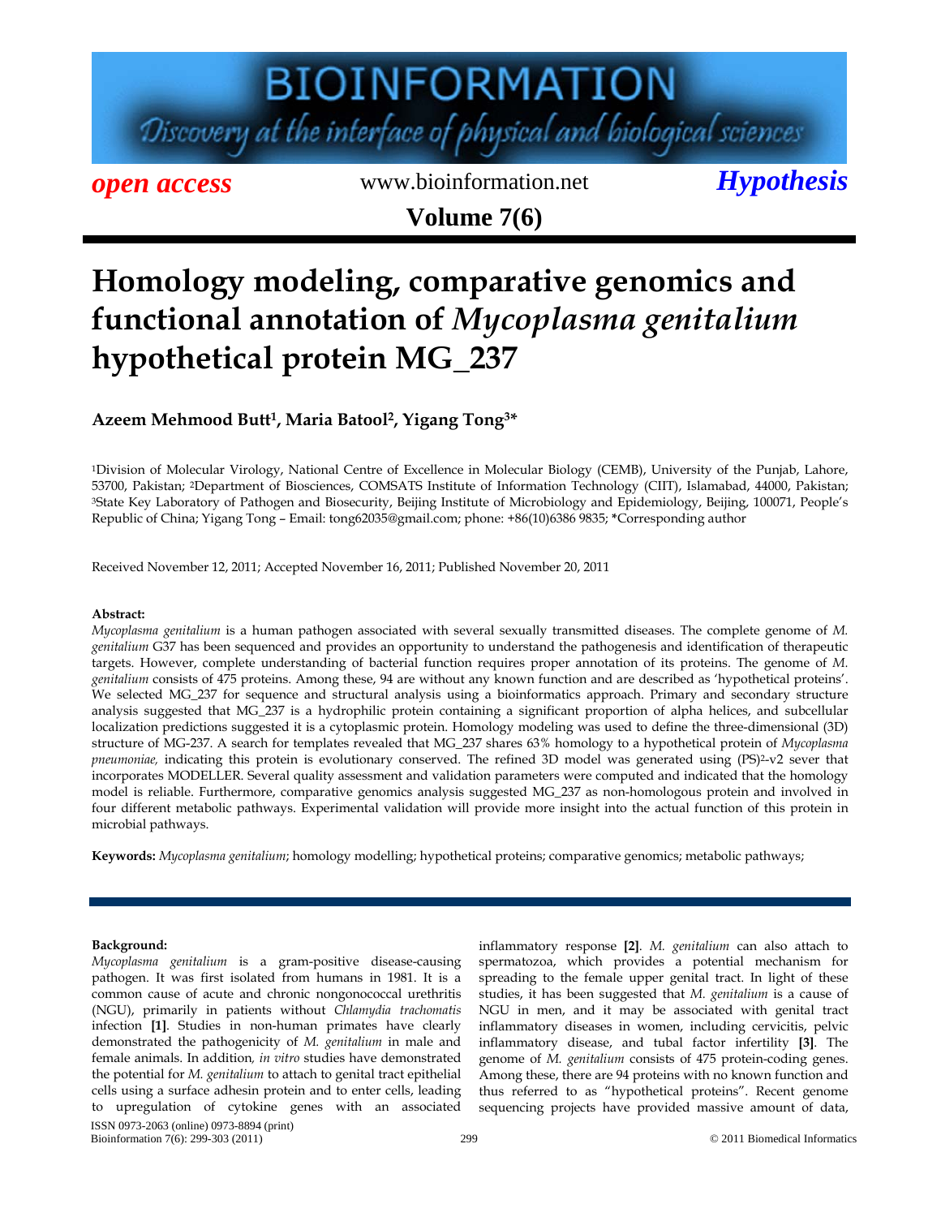# Homology modeling, comparative genomics and functional annotation of *Mycoplasma genitalium* hypothetical protein MG_237

**Azeem Mehmood Butt[1], Maria Batool[2], Yigang Tong[3]***

[1]Division of Molecular Virology, National Centre of Excellence in Molecular Biology (CEMB), University of the Punjab, Lahore, 53700, Pakistan; [2]Department of Biosciences, COMSATS Institute of Information Technology (CIIT), Islamabad, 44000, Pakistan; [3]State Key Laboratory of Pathogen and Biosecurity, Beijing Institute of Microbiology and Epidemiology, Beijing, 100071, People's Republic of China; Yigang Tong – Email: tong62035@gmail.com; phone: +86(10)6386 9835; *Corresponding author

Received November 12, 2011; Accepted November 16, 2011; Published November 20, 2011

**Abstract:**

*Mycoplasma genitalium* is a human pathogen associated with several sexually transmitted diseases. The complete genome of *M. genitalium* G37 has been sequenced and provides an opportunity to understand the pathogenesis and identification of therapeutic targets. However, complete understanding of bacterial function requires proper annotation of its proteins. The genome of *M. genitalium* consists of 475 proteins. Among these, 94 are without any known function and are described as 'hypothetical proteins'. We selected MG_237 for sequence and structural analysis using a bioinformatics approach. Primary and secondary structure analysis suggested that MG_237 is a hydrophilic protein containing a significant proportion of alpha helices, and subcellular localization predictions suggested it is a cytoplasmic protein. Homology modeling was used to define the three-dimensional (3D) structure of MG-237. A search for templates revealed that MG_237 shares 63% homology to a hypothetical protein of *Mycoplasma pneumoniae,* indicating this protein is evolutionary conserved. The refined 3D model was generated using (PS)$^2$-v2 sever that incorporates MODELLER. Several quality assessment and validation parameters were computed and indicated that the homology model is reliable. Furthermore, comparative genomics analysis suggested MG_237 as non-homologous protein and involved in four different metabolic pathways. Experimental validation will provide more insight into the actual function of this protein in microbial pathways.

**Keywords:** *Mycoplasma genitalium*; homology modelling; hypothetical proteins; comparative genomics; metabolic pathways;

**Background:**

*Mycoplasma genitalium* is a gram-positive disease-causing pathogen. It was first isolated from humans in 1981. It is a common cause of acute and chronic nongonococcal urethritis (NGU), primarily in patients without *Chlamydia trachomatis* infection **[1]**. Studies in non-human primates have clearly demonstrated the pathogenicity of *M. genitalium* in male and female animals. In addition, *in vitro* studies have demonstrated the potential for *M. genitalium* to attach to genital tract epithelial cells using a surface adhesin protein and to enter cells, leading to upregulation of cytokine genes with an associated inflammatory response **[2]**. *M. genitalium* can also attach to spermatozoa, which provides a potential mechanism for spreading to the female upper genital tract. In light of these studies, it has been suggested that *M. genitalium* is a cause of NGU in men, and it may be associated with genital tract inflammatory diseases in women, including cervicitis, pelvic inflammatory disease, and tubal factor infertility **[3]**. The genome of *M. genitalium* consists of 475 protein-coding genes. Among these, there are 94 proteins with no known function and thus referred to as "hypothetical proteins". Recent genome sequencing projects have provided massive amount of data,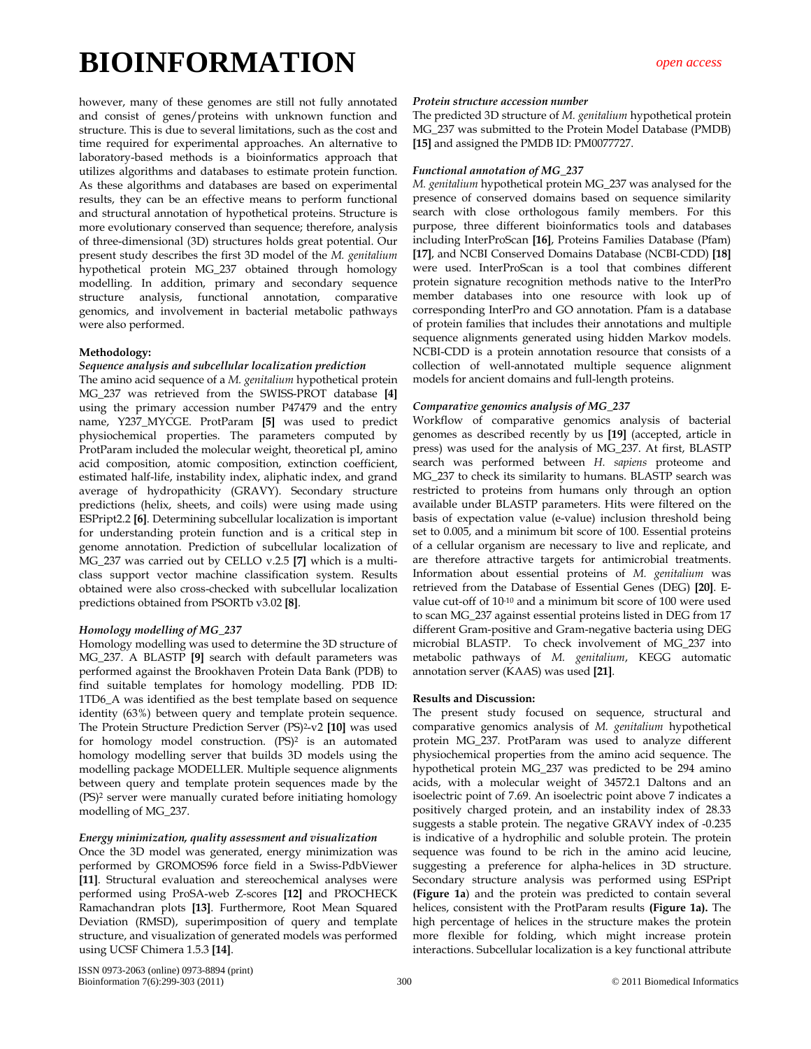however, many of these genomes are still not fully annotated and consist of genes/proteins with unknown function and structure. This is due to several limitations, such as the cost and time required for experimental approaches. An alternative to laboratory-based methods is a bioinformatics approach that utilizes algorithms and databases to estimate protein function. As these algorithms and databases are based on experimental results, they can be an effective means to perform functional and structural annotation of hypothetical proteins. Structure is more evolutionary conserved than sequence; therefore, analysis of three-dimensional (3D) structures holds great potential. Our present study describes the first 3D model of the *M. genitalium* hypothetical protein MG_237 obtained through homology modelling. In addition, primary and secondary sequence structure analysis, functional annotation, comparative genomics, and involvement in bacterial metabolic pathways were also performed.

## Methodology:

### *Sequence analysis and subcellular localization prediction*

The amino acid sequence of a *M. genitalium* hypothetical protein MG_237 was retrieved from the SWISS-PROT database **[4]** using the primary accession number P47479 and the entry name, Y237_MYCGE. ProtParam **[5]** was used to predict physiochemical properties. The parameters computed by ProtParam included the molecular weight, theoretical pI, amino acid composition, atomic composition, extinction coefficient, estimated half-life, instability index, aliphatic index, and grand average of hydropathicity (GRAVY). Secondary structure predictions (helix, sheets, and coils) were using made using ESPript2.2 **[6]**. Determining subcellular localization is important for understanding protein function and is a critical step in genome annotation. Prediction of subcellular localization of MG_237 was carried out by CELLO v.2.5 **[7]** which is a multi-class support vector machine classification system. Results obtained were also cross-checked with subcellular localization predictions obtained from PSORTb v3.02 **[8]**.

### *Homology modelling of MG_237*

Homology modelling was used to determine the 3D structure of MG_237. A BLASTP **[9]** search with default parameters was performed against the Brookhaven Protein Data Bank (PDB) to find suitable templates for homology modelling. PDB ID: 1TD6_A was identified as the best template based on sequence identity (63%) between query and template protein sequence. The Protein Structure Prediction Server $(PS)^2$-v2 **[10]** was used for homology model construction. $(PS)^2$ is an automated homology modelling server that builds 3D models using the modelling package MODELLER. Multiple sequence alignments between query and template protein sequences made by the $(PS)^2$ server were manually curated before initiating homology modelling of MG_237.

### *Energy minimization, quality assessment and visualization*

Once the 3D model was generated, energy minimization was performed by GROMOS96 force field in a Swiss-PdbViewer **[11]**. Structural evaluation and stereochemical analyses were performed using ProSA-web Z-scores **[12]** and PROCHECK Ramachandran plots **[13]**. Furthermore, Root Mean Squared Deviation (RMSD), superimposition of query and template structure, and visualization of generated models was performed using UCSF Chimera 1.5.3 **[14]**.

### *Protein structure accession number*

The predicted 3D structure of *M. genitalium* hypothetical protein MG_237 was submitted to the Protein Model Database (PMDB) **[15]** and assigned the PMDB ID: PM0077727.

### *Functional annotation of MG_237*

*M. genitalium* hypothetical protein MG_237 was analysed for the presence of conserved domains based on sequence similarity search with close orthologous family members. For this purpose, three different bioinformatics tools and databases including InterProScan **[16]**, Proteins Families Database (Pfam) **[17]**, and NCBI Conserved Domains Database (NCBI-CDD) **[18]** were used. InterProScan is a tool that combines different protein signature recognition methods native to the InterPro member databases into one resource with look up of corresponding InterPro and GO annotation. Pfam is a database of protein families that includes their annotations and multiple sequence alignments generated using hidden Markov models. NCBI-CDD is a protein annotation resource that consists of a collection of well-annotated multiple sequence alignment models for ancient domains and full-length proteins.

### *Comparative genomics analysis of MG_237*

Workflow of comparative genomics analysis of bacterial genomes as described recently by us **[19]** (accepted, article in press) was used for the analysis of MG_237. At first, BLASTP search was performed between *H. sapiens* proteome and MG_237 to check its similarity to humans. BLASTP search was restricted to proteins from humans only through an option available under BLASTP parameters. Hits were filtered on the basis of expectation value (e-value) inclusion threshold being set to 0.005, and a minimum bit score of 100. Essential proteins of a cellular organism are necessary to live and replicate, and are therefore attractive targets for antimicrobial treatments. Information about essential proteins of *M. genitalium* was retrieved from the Database of Essential Genes (DEG) **[20]**. E-value cut-off of $10^{-10}$ and a minimum bit score of 100 were used to scan MG_237 against essential proteins listed in DEG from 17 different Gram-positive and Gram-negative bacteria using DEG microbial BLASTP. To check involvement of MG_237 into metabolic pathways of *M. genitalium*, KEGG automatic annotation server (KAAS) was used **[21]**.

## Results and Discussion:

The present study focused on sequence, structural and comparative genomics analysis of *M. genitalium* hypothetical protein MG_237. ProtParam was used to analyze different physiochemical properties from the amino acid sequence. The hypothetical protein MG_237 was predicted to be 294 amino acids, with a molecular weight of 34572.1 Daltons and an isoelectric point of 7.69. An isoelectric point above 7 indicates a positively charged protein, and an instability index of 28.33 suggests a stable protein. The negative GRAVY index of -0.235 is indicative of a hydrophilic and soluble protein. The protein sequence was found to be rich in the amino acid leucine, suggesting a preference for alpha-helices in 3D structure. Secondary structure analysis was performed using ESPript **(Figure 1a)** and the protein was predicted to contain several helices, consistent with the ProtParam results **(Figure 1a).** The high percentage of helices in the structure makes the protein more flexible for folding, which might increase protein interactions. Subcellular localization is a key functional attribute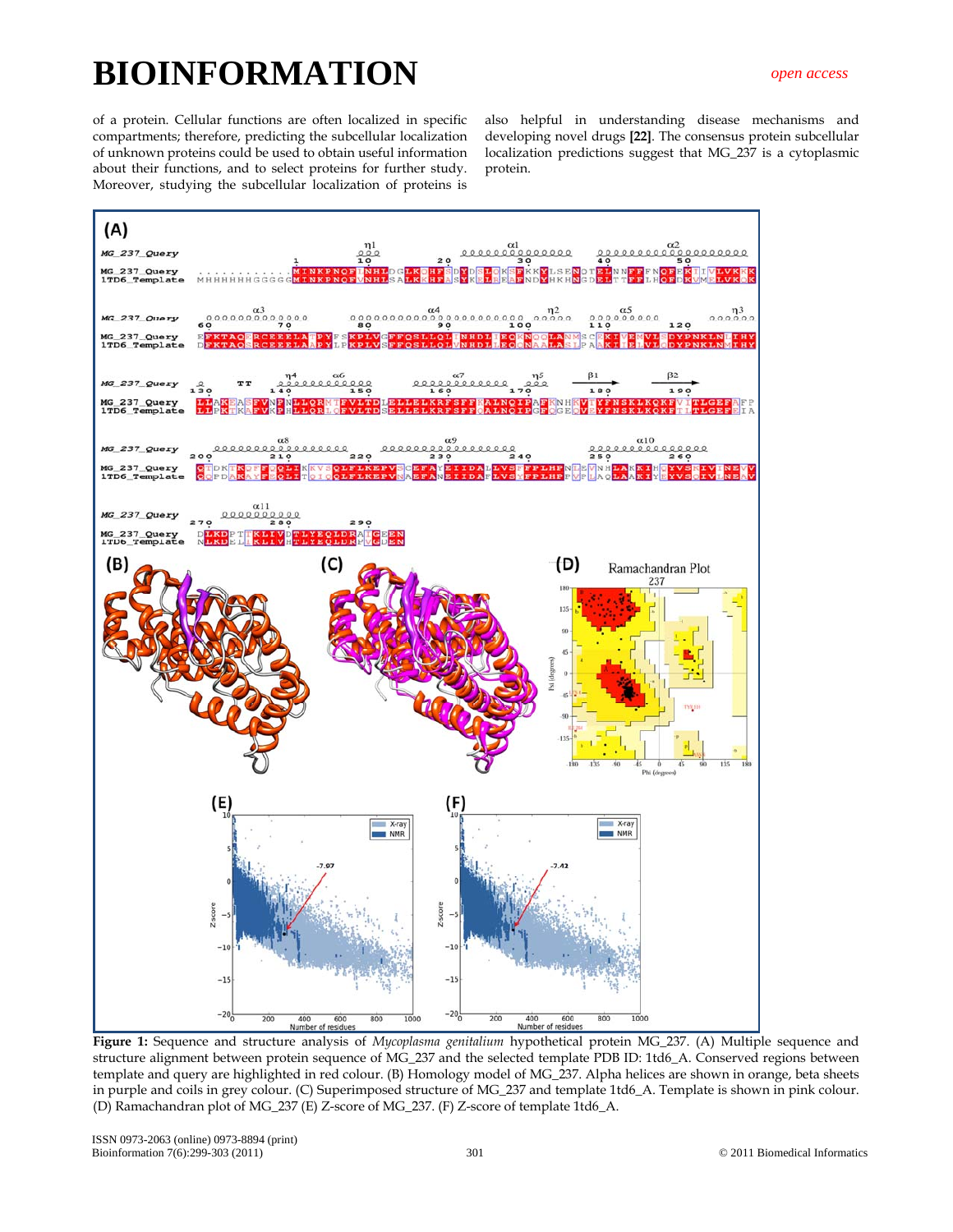of a protein. Cellular functions are often localized in specific compartments; therefore, predicting the subcellular localization of unknown proteins could be used to obtain useful information about their functions, and to select proteins for further study. Moreover, studying the subcellular localization of proteins is also helpful in understanding disease mechanisms and developing novel drugs **[22]**. The consensus protein subcellular localization predictions suggest that MG_237 is a cytoplasmic protein.

**Figure 1:** Sequence and structure analysis of *Mycoplasma genitalium* hypothetical protein MG_237. (A) Multiple sequence and structure alignment between protein sequence of MG_237 and the selected template PDB ID: 1td6_A. Conserved regions between template and query are highlighted in red colour. (B) Homology model of MG_237. Alpha helices are shown in orange, beta sheets in purple and coils in grey colour. (C) Superimposed structure of MG_237 and template 1td6_A. Template is shown in pink colour. (D) Ramachandran plot of MG_237 (E) Z-score of MG_237. (F) Z-score of template 1td6_A.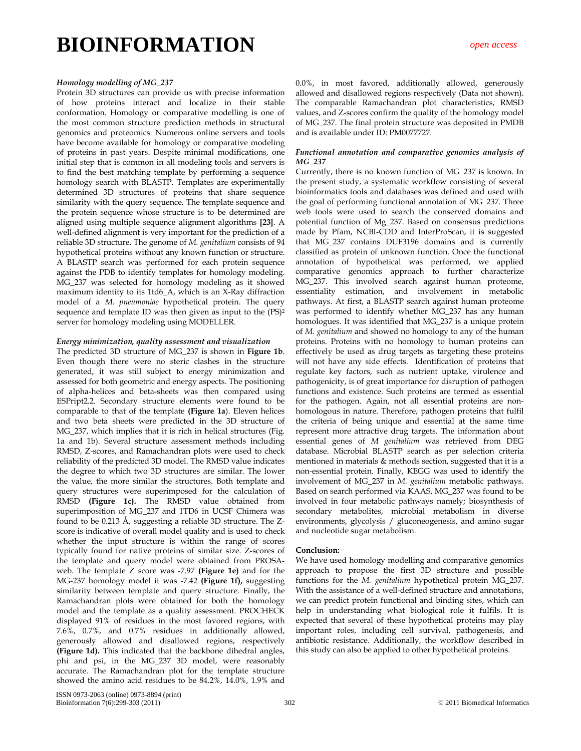### *Homology modelling of MG_237*

Protein 3D structures can provide us with precise information of how proteins interact and localize in their stable conformation. Homology or comparative modelling is one of the most common structure prediction methods in structural genomics and proteomics. Numerous online servers and tools have become available for homology or comparative modeling of proteins in past years. Despite minimal modifications, one initial step that is common in all modeling tools and servers is to find the best matching template by performing a sequence homology search with BLASTP. Templates are experimentally determined 3D structures of proteins that share sequence similarity with the query sequence. The template sequence and the protein sequence whose structure is to be determined are aligned using multiple sequence alignment algorithms **[23]**. A well-defined alignment is very important for the prediction of a reliable 3D structure. The genome of *M. genitalium* consists of 94 hypothetical proteins without any known function or structure. A BLASTP search was performed for each protein sequence against the PDB to identify templates for homology modeling. MG_237 was selected for homology modeling as it showed maximum identity to its 1td6_A, which is an X-Ray diffraction model of a *M. pneumoniae* hypothetical protein. The query sequence and template ID was then given as input to the $(PS)^2$ server for homology modeling using MODELLER.

### *Energy minimization, quality assessment and visualization*

The predicted 3D structure of MG_237 is shown in **Figure 1b**. Even though there were no steric clashes in the structure generated, it was still subject to energy minimization and assessed for both geometric and energy aspects. The positioning of alpha-helices and beta-sheets was then compared using ESPript2.2. Secondary structure elements were found to be comparable to that of the template **(Figure 1a**). Eleven helices and two beta sheets were predicted in the 3D structure of MG_237, which implies that it is rich in helical structures (Fig. 1a and 1b). Several structure assessment methods including RMSD, Z-scores, and Ramachandran plots were used to check reliability of the predicted 3D model. The RMSD value indicates the degree to which two 3D structures are similar. The lower the value, the more similar the structures. Both template and query structures were superimposed for the calculation of RMSD **(Figure 1c).** The RMSD value obtained from superimposition of MG_237 and 1TD6 in UCSF Chimera was found to be 0.213 Å, suggesting a reliable 3D structure. The Z-score is indicative of overall model quality and is used to check whether the input structure is within the range of scores typically found for native proteins of similar size. Z-scores of the template and query model were obtained from PROSA-web. The template Z score was -7.97 **(Figure 1e)** and for the MG-237 homology model it was -7.42 **(Figure 1f),** suggesting similarity between template and query structure. Finally, the Ramachandran plots were obtained for both the homology model and the template as a quality assessment. PROCHECK displayed 91% of residues in the most favored regions, with 7.6%, 0.7%, and 0.7% residues in additionally allowed, generously allowed and disallowed regions, respectively **(Figure 1d).** This indicated that the backbone dihedral angles, phi and psi, in the MG_237 3D model, were reasonably accurate. The Ramachandran plot for the template structure showed the amino acid residues to be 84.2%, 14.0%, 1.9% and 0.0%, in most favored, additionally allowed, generously allowed and disallowed regions respectively (Data not shown). The comparable Ramachandran plot characteristics, RMSD values, and Z-scores confirm the quality of the homology model of MG_237. The final protein structure was deposited in PMDB and is available under ID: PM0077727.

### *Functional annotation and comparative genomics analysis of MG_237*

Currently, there is no known function of MG_237 is known. In the present study, a systematic workflow consisting of several bioinformatics tools and databases was defined and used with the goal of performing functional annotation of MG_237. Three web tools were used to search the conserved domains and potential function of Mg_237. Based on consensus predictions made by Pfam, NCBI-CDD and InterProScan, it is suggested that MG_237 contains DUF3196 domains and is currently classified as protein of unknown function. Once the functional annotation of hypothetical was performed, we applied comparative genomics approach to further characterize MG_237. This involved search against human proteome, essentiality estimation, and involvement in metabolic pathways. At first, a BLASTP search against human proteome was performed to identify whether MG_237 has any human homologues. It was identified that MG_237 is a unique protein of *M. genitalium* and showed no homology to any of the human proteins. Proteins with no homology to human proteins can effectively be used as drug targets as targeting these proteins will not have any side effects. Identification of proteins that regulate key factors, such as nutrient uptake, virulence and pathogenicity, is of great importance for disruption of pathogen functions and existence. Such proteins are termed as essential for the pathogen. Again, not all essential proteins are non-homologous in nature. Therefore, pathogen proteins that fulfil the criteria of being unique and essential at the same time represent more attractive drug targets. The information about essential genes of *M genitalium* was retrieved from DEG database. Microbial BLASTP search as per selection criteria mentioned in materials & methods section, suggested that it is a non-essential protein. Finally, KEGG was used to identify the involvement of MG_237 in *M. genitalium* metabolic pathways. Based on search performed via KAAS, MG_237 was found to be involved in four metabolic pathways namely; biosynthesis of secondary metabolites, microbial metabolism in diverse environments, glycolysis / gluconeogenesis, and amino sugar and nucleotide sugar metabolism.

## Conclusion:

We have used homology modelling and comparative genomics approach to propose the first 3D structure and possible functions for the *M. genitalium* hypothetical protein MG_237. With the assistance of a well-defined structure and annotations, we can predict protein functional and binding sites, which can help in understanding what biological role it fulfils. It is expected that several of these hypothetical proteins may play important roles, including cell survival, pathogenesis, and antibiotic resistance. Additionally, the workflow described in this study can also be applied to other hypothetical proteins.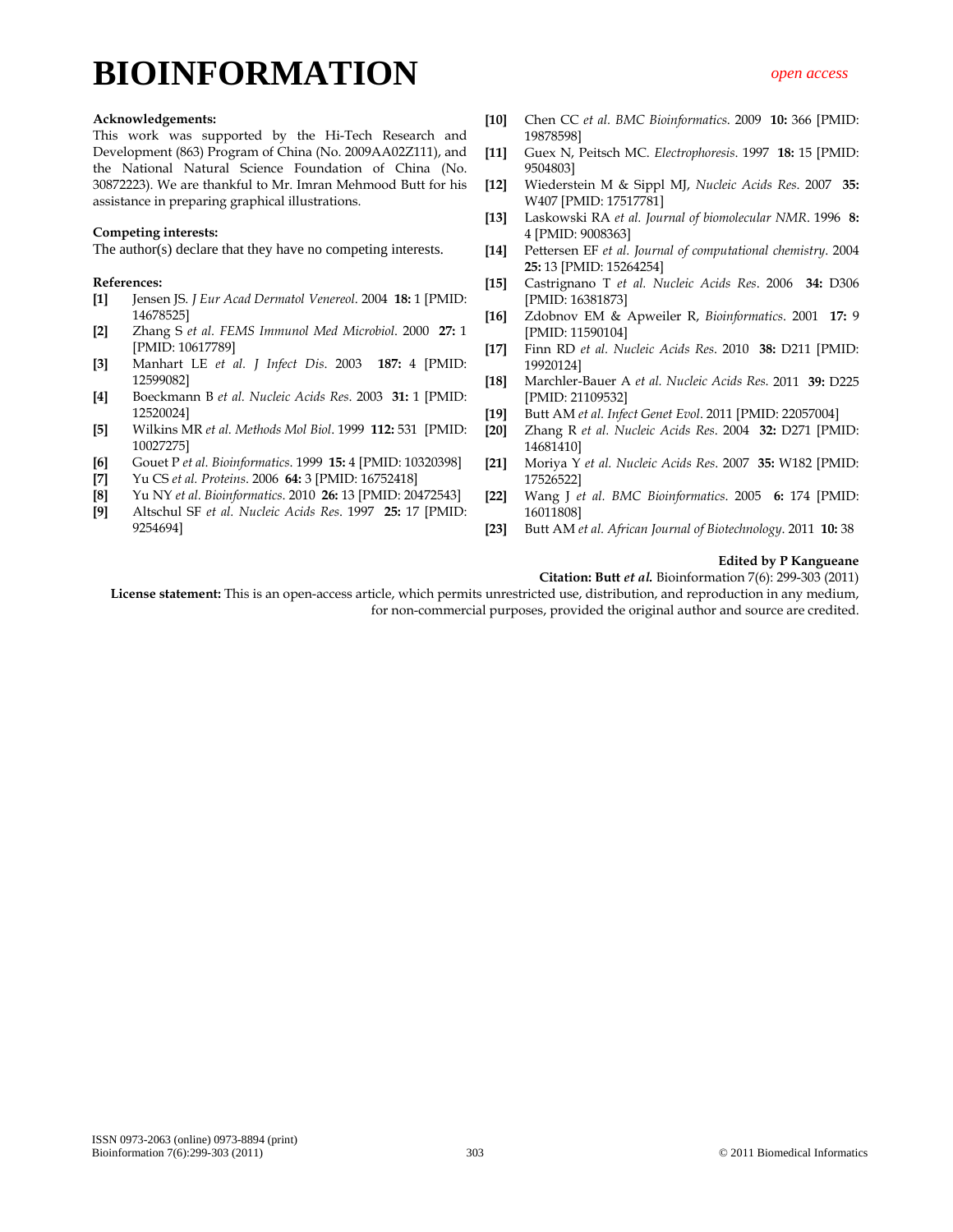### Acknowledgements:

This work was supported by the Hi-Tech Research and Development (863) Program of China (No. 2009AA02Z111), and the National Natural Science Foundation of China (No. 30872223). We are thankful to Mr. Imran Mehmood Butt for his assistance in preparing graphical illustrations.

### Competing interests:

The author(s) declare that they have no competing interests.

### References:

- **[1]** Jensen JS. *J Eur Acad Dermatol Venereol*. 2004 **18:** 1 [PMID: 14678525]
- **[2]** Zhang S *et al*. *FEMS Immunol Med Microbiol*. 2000 **27:** 1 [PMID: 10617789]
- **[3]** Manhart LE *et al*. *J Infect Dis*. 2003 **187:** 4 [PMID: 12599082]
- **[4]** Boeckmann B *et al*. *Nucleic Acids Res*. 2003 **31:** 1 [PMID: 12520024]
- **[5]** Wilkins MR *et al*. *Methods Mol Biol*. 1999 **112:** 531 [PMID: 10027275]
- **[6]** Gouet P *et al*. *Bioinformatics*. 1999 **15:** 4 [PMID: 10320398]
- **[7]** Yu CS *et al*. *Proteins*. 2006 **64:** 3 [PMID: 16752418]
- **[8]** Yu NY *et al*. *Bioinformatics*. 2010 **26:** 13 [PMID: 20472543]
- **[9]** Altschul SF *et al*. *Nucleic Acids Res*. 1997 **25:** 17 [PMID: 9254694]
- **[10]** Chen CC *et al*. *BMC Bioinformatics*. 2009 **10:** 366 [PMID: 19878598]
- **[11]** Guex N, Peitsch MC. *Electrophoresis*. 1997 **18:** 15 [PMID: 9504803]
- **[12]** Wiederstein M & Sippl MJ, *Nucleic Acids Res*. 2007 **35:** W407 [PMID: 17517781]
- **[13]** Laskowski RA *et al*. *Journal of biomolecular NMR*. 1996 **8:** 4 [PMID: 9008363]
- **[14]** Pettersen EF *et al*. *Journal of computational chemistry*. 2004 **25:** 13 [PMID: 15264254]
- **[15]** Castrignano T *et al*. *Nucleic Acids Res*. 2006 **34:** D306 [PMID: 16381873]
- **[16]** Zdobnov EM & Apweiler R, *Bioinformatics*. 2001 **17:** 9 [PMID: 11590104]
- **[17]** Finn RD *et al*. *Nucleic Acids Res*. 2010 **38:** D211 [PMID: 19920124]
- **[18]** Marchler-Bauer A *et al*. *Nucleic Acids Res.* 2011 **39:** D225 [PMID: 21109532]
- **[19]** Butt AM *et al*. *Infect Genet Evol*. 2011 [PMID: 22057004]
- **[20]** Zhang R *et al*. *Nucleic Acids Res*. 2004 **32:** D271 [PMID: 14681410]
- **[21]** Moriya Y *et al*. *Nucleic Acids Res*. 2007 **35:** W182 [PMID: 17526522]
- **[22]** Wang J *et al*. *BMC Bioinformatics*. 2005 **6:** 174 [PMID: 16011808]
- **[23]** Butt AM *et al*. *African Journal of Biotechnology*. 2011 **10:** 38

**Edited by P Kangueane**

**Citation: Butt *et al.*** Bioinformation 7(6): 299-303 (2011)

**License statement:** This is an open-access article, which permits unrestricted use, distribution, and reproduction in any medium, for non-commercial purposes, provided the original author and source are credited.